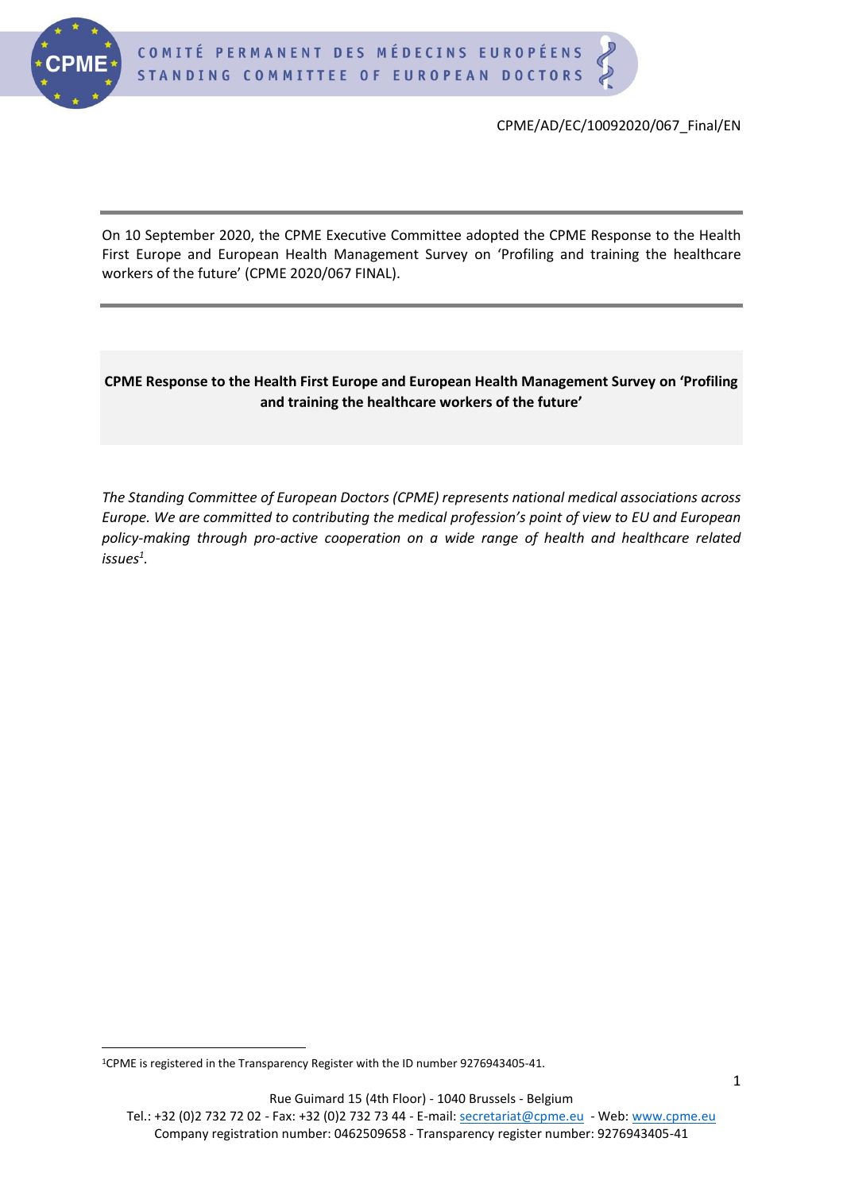CPME/AD/EC/10092020/067_Final/EN

On 10 September 2020, the CPME Executive Committee adopted the CPME Response to the Health First Europe and European Health Management Survey on 'Profiling and training the healthcare workers of the future' (CPME 2020/067 FINAL).

# CPME Response to the Health First Europe and European Health Management Survey on 'Profiling and training the healthcare workers of the future'

*The Standing Committee of European Doctors (CPME) represents national medical associations across Europe. We are committed to contributing the medical profession's point of view to EU and European policy-making through pro-active cooperation on a wide range of health and healthcare related issues*[1].

[1] CPME is registered in the Transparency Register with the ID number 9276943405-41.

Rue Guimard 15 (4th Floor) - 1040 Brussels - Belgium
Tel.: +32 (0)2 732 72 02 - Fax: +32 (0)2 732 73 44 - E-mail: secretariat@cpme.eu - Web: www.cpme.eu
Company registration number: 0462509658 - Transparency register number: 9276943405-41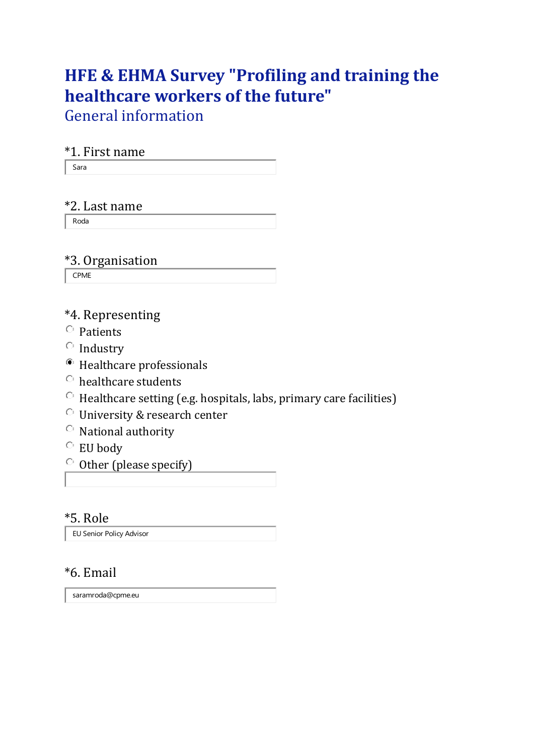# HFE & EHMA Survey "Profiling and training the healthcare workers of the future"

## General information

*1. First name

Sara

*2. Last name

Roda

*3. Organisation

CPME

*4. Representing

- ◯ Patients
- ◯ Industry
- ◉ Healthcare professionals
- ◯ healthcare students
- ◯ Healthcare setting (e.g. hospitals, labs, primary care facilities)
- ◯ University & research center
- ◯ National authority
- ◯ EU body
- ◯ Other (please specify)

*5. Role

EU Senior Policy Advisor

*6. Email

saramroda@cpme.eu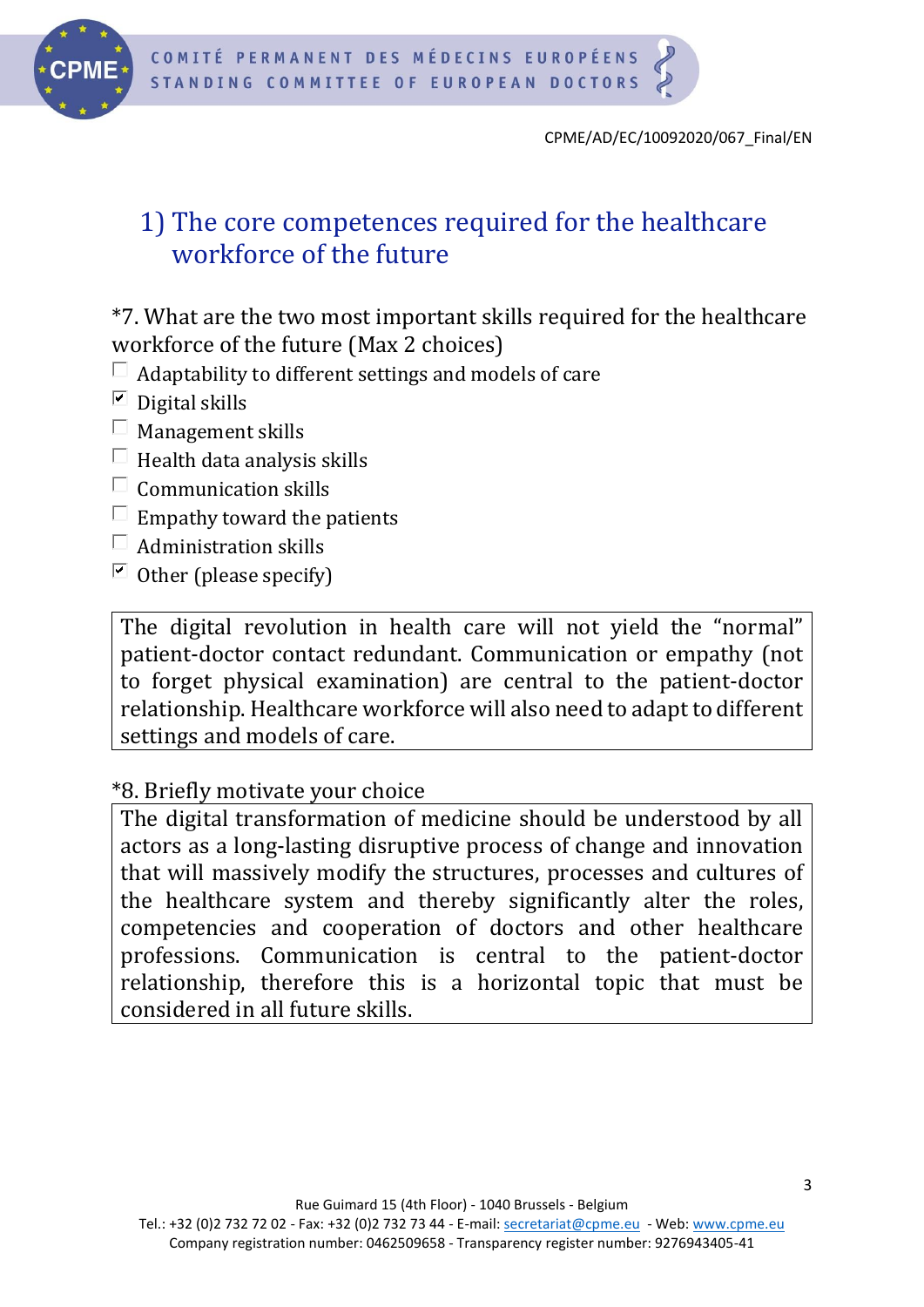CPME/AD/EC/10092020/067_Final/EN

## 1) The core competences required for the healthcare workforce of the future

*7. What are the two most important skills required for the healthcare workforce of the future (Max 2 choices)

- [ ] Adaptability to different settings and models of care
- [x] Digital skills
- [ ] Management skills
- [ ] Health data analysis skills
- [ ] Communication skills
- [ ] Empathy toward the patients
- [ ] Administration skills
- [x] Other (please specify)

> The digital revolution in health care will not yield the "normal" patient-doctor contact redundant. Communication or empathy (not to forget physical examination) are central to the patient-doctor relationship. Healthcare workforce will also need to adapt to different settings and models of care.

*8. Briefly motivate your choice

> The digital transformation of medicine should be understood by all actors as a long-lasting disruptive process of change and innovation that will massively modify the structures, processes and cultures of the healthcare system and thereby significantly alter the roles, competencies and cooperation of doctors and other healthcare professions. Communication is central to the patient-doctor relationship, therefore this is a horizontal topic that must be considered in all future skills.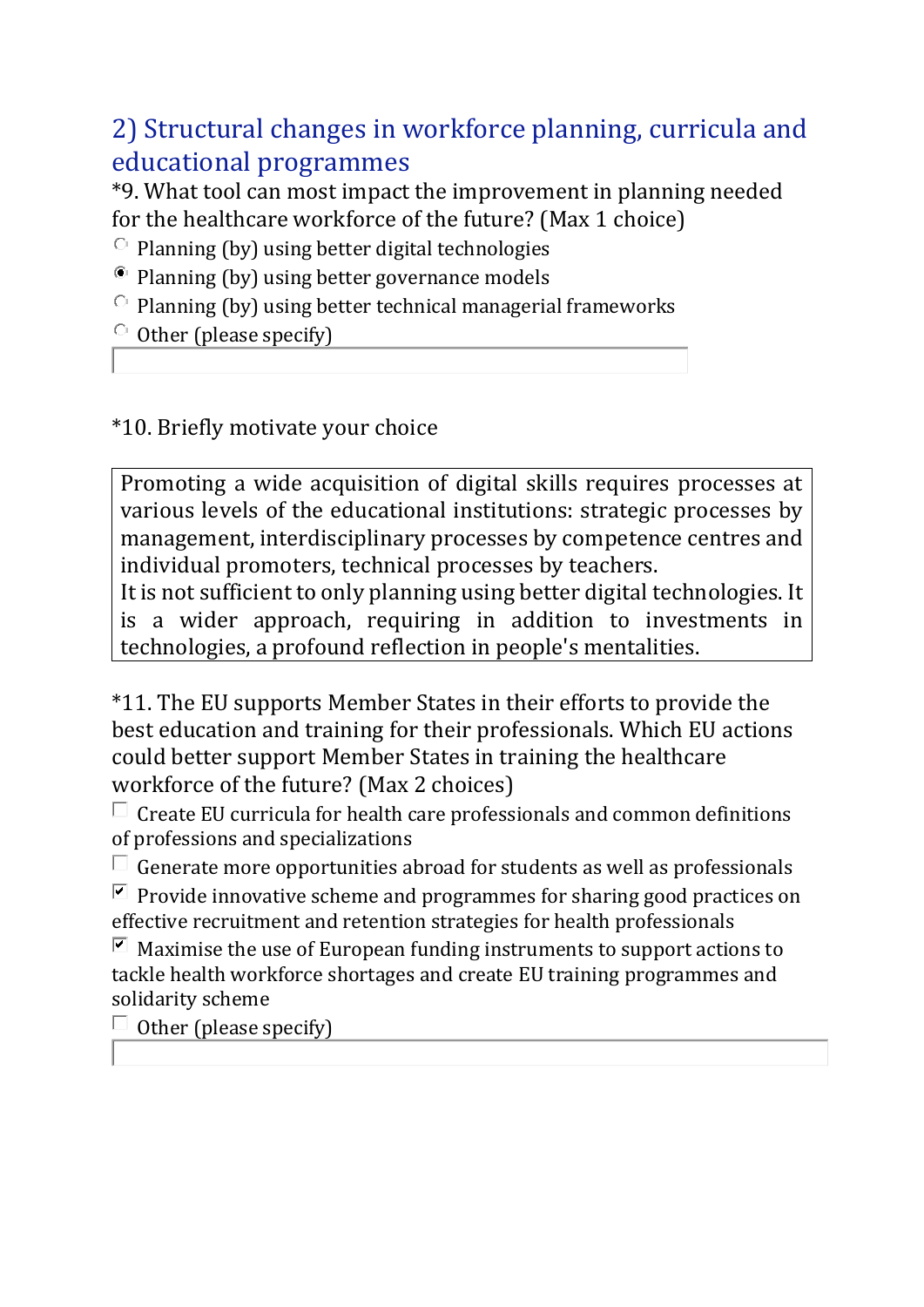## 2) Structural changes in workforce planning, curricula and educational programmes

*9. What tool can most impact the improvement in planning needed for the healthcare workforce of the future? (Max 1 choice)

- ( ) Planning (by) using better digital technologies
- (•) Planning (by) using better governance models
- ( ) Planning (by) using better technical managerial frameworks
- ( ) Other (please specify)

*10. Briefly motivate your choice

> Promoting a wide acquisition of digital skills requires processes at various levels of the educational institutions: strategic processes by management, interdisciplinary processes by competence centres and individual promoters, technical processes by teachers.
> It is not sufficient to only planning using better digital technologies. It is a wider approach, requiring in addition to investments in technologies, a profound reflection in people's mentalities.

*11. The EU supports Member States in their efforts to provide the best education and training for their professionals. Which EU actions could better support Member States in training the healthcare workforce of the future? (Max 2 choices)

- [ ] Create EU curricula for health care professionals and common definitions of professions and specializations
- [ ] Generate more opportunities abroad for students as well as professionals
- [x] Provide innovative scheme and programmes for sharing good practices on effective recruitment and retention strategies for health professionals
- [x] Maximise the use of European funding instruments to support actions to tackle health workforce shortages and create EU training programmes and solidarity scheme
- [ ] Other (please specify)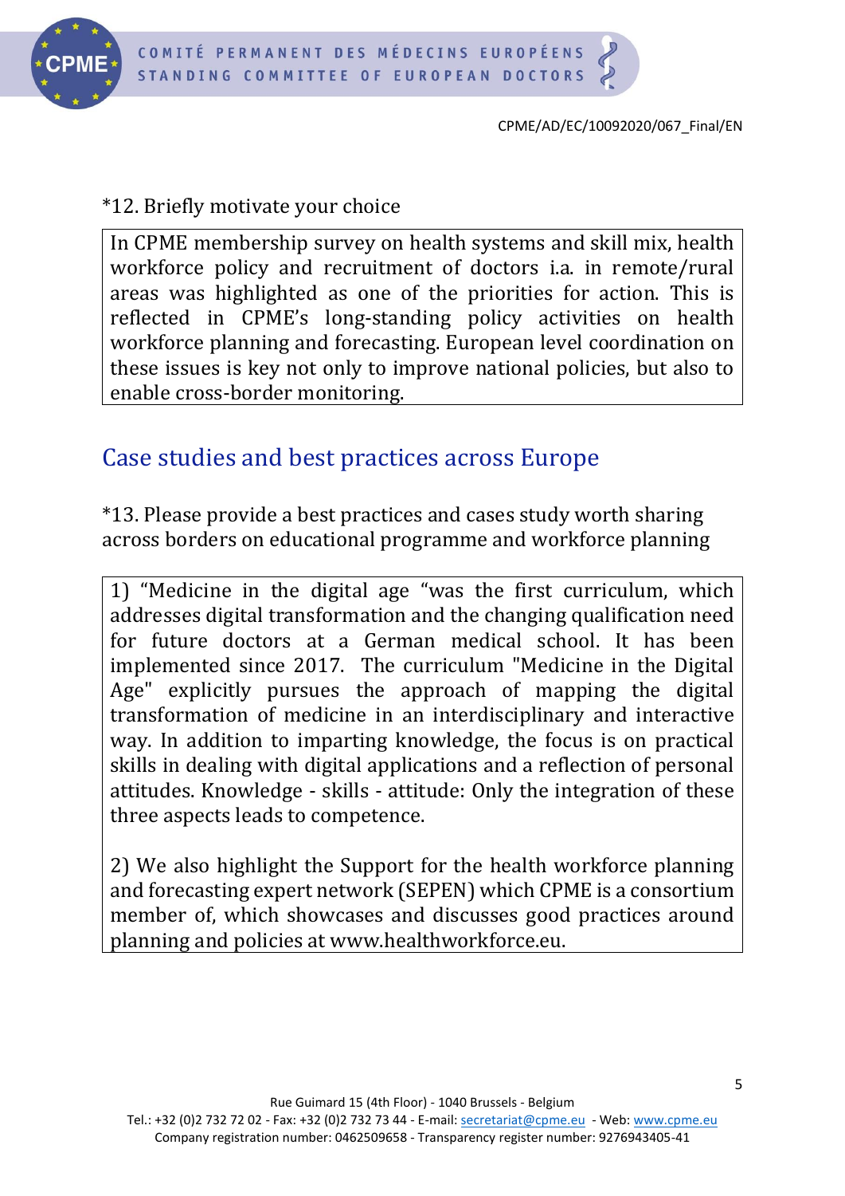*12. Briefly motivate your choice

In CPME membership survey on health systems and skill mix, health workforce policy and recruitment of doctors i.a. in remote/rural areas was highlighted as one of the priorities for action. This is reflected in CPME's long-standing policy activities on health workforce planning and forecasting. European level coordination on these issues is key not only to improve national policies, but also to enable cross-border monitoring.

## Case studies and best practices across Europe

*13. Please provide a best practices and cases study worth sharing across borders on educational programme and workforce planning

1) "Medicine in the digital age "was the first curriculum, which addresses digital transformation and the changing qualification need for future doctors at a German medical school. It has been implemented since 2017. The curriculum "Medicine in the Digital Age" explicitly pursues the approach of mapping the digital transformation of medicine in an interdisciplinary and interactive way. In addition to imparting knowledge, the focus is on practical skills in dealing with digital applications and a reflection of personal attitudes. Knowledge - skills - attitude: Only the integration of these three aspects leads to competence.

2) We also highlight the Support for the health workforce planning and forecasting expert network (SEPEN) which CPME is a consortium member of, which showcases and discusses good practices around planning and policies at www.healthworkforce.eu.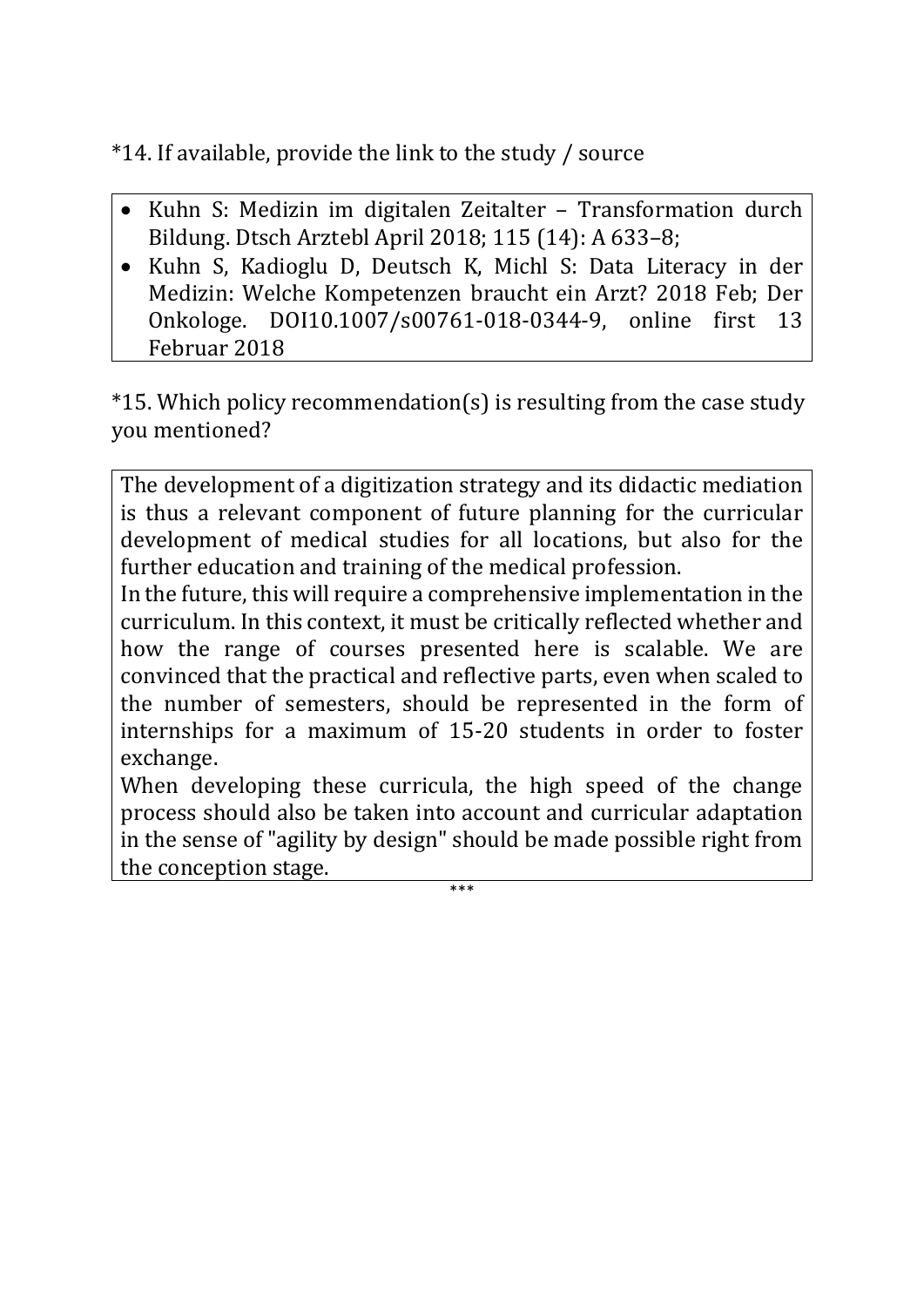*14. If available, provide the link to the study / source

- Kuhn S: Medizin im digitalen Zeitalter – Transformation durch Bildung. Dtsch Arztebl April 2018; 115 (14): A 633–8;
- Kuhn S, Kadioglu D, Deutsch K, Michl S: Data Literacy in der Medizin: Welche Kompetenzen braucht ein Arzt? 2018 Feb; Der Onkologe. DOI10.1007/s00761-018-0344-9, online first 13 Februar 2018

*15. Which policy recommendation(s) is resulting from the case study you mentioned?

The development of a digitization strategy and its didactic mediation is thus a relevant component of future planning for the curricular development of medical studies for all locations, but also for the further education and training of the medical profession.
In the future, this will require a comprehensive implementation in the curriculum. In this context, it must be critically reflected whether and how the range of courses presented here is scalable. We are convinced that the practical and reflective parts, even when scaled to the number of semesters, should be represented in the form of internships for a maximum of 15-20 students in order to foster exchange.
When developing these curricula, the high speed of the change process should also be taken into account and curricular adaptation in the sense of "agility by design" should be made possible right from the conception stage.

***